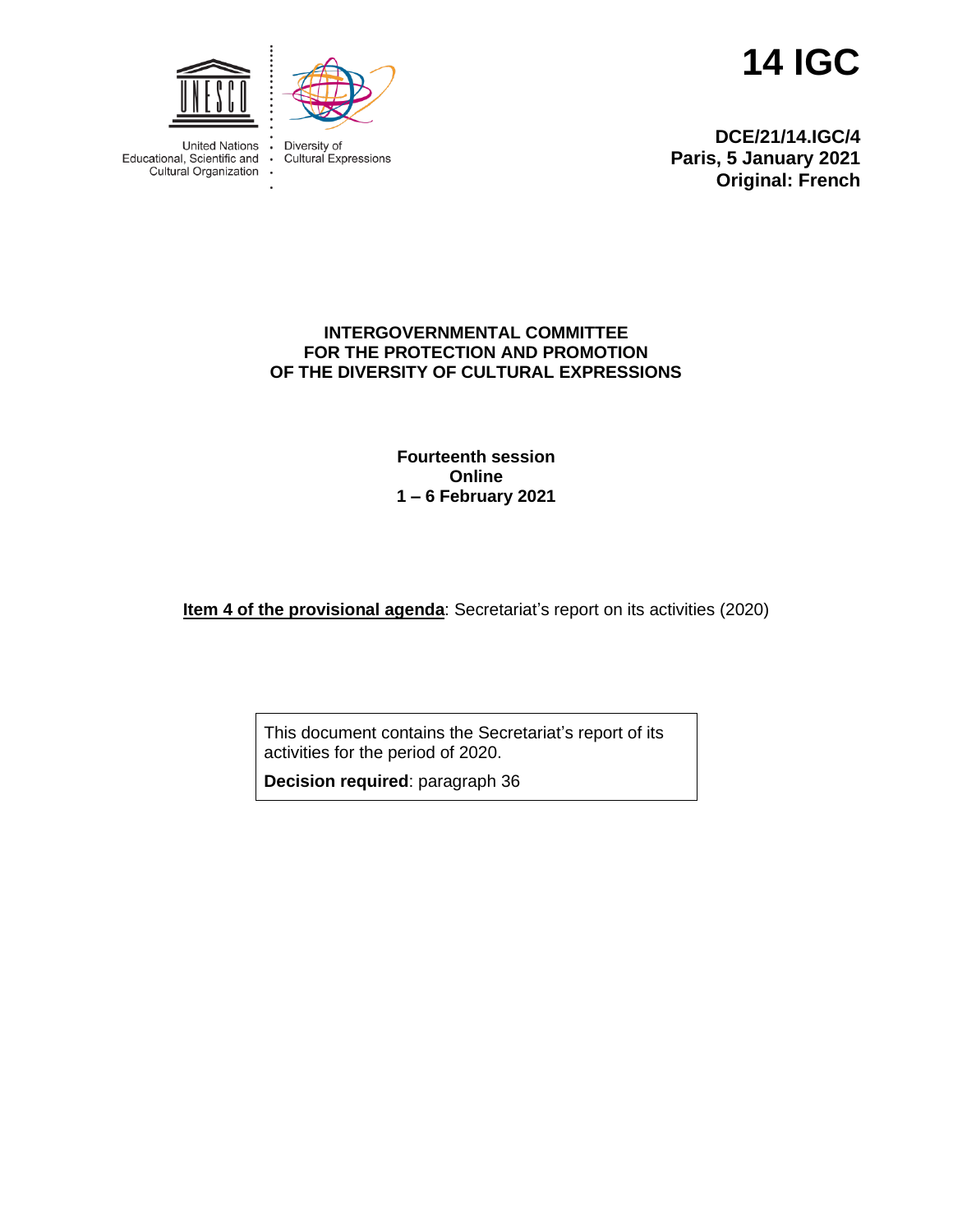United Nations Educational, Scientific and Cultural Organization

Diversity of Cultural Expressions

# 14 IGC

**DCE/21/14.IGC/4**
**Paris, 5 January 2021**
**Original: French**

**INTERGOVERNMENTAL COMMITTEE FOR THE PROTECTION AND PROMOTION OF THE DIVERSITY OF CULTURAL EXPRESSIONS**

**Fourteenth session**
**Online**
**1 – 6 February 2021**

**Item 4 of the provisional agenda**: Secretariat's report on its activities (2020)

This document contains the Secretariat's report of its activities for the period of 2020.

**Decision required**: paragraph 36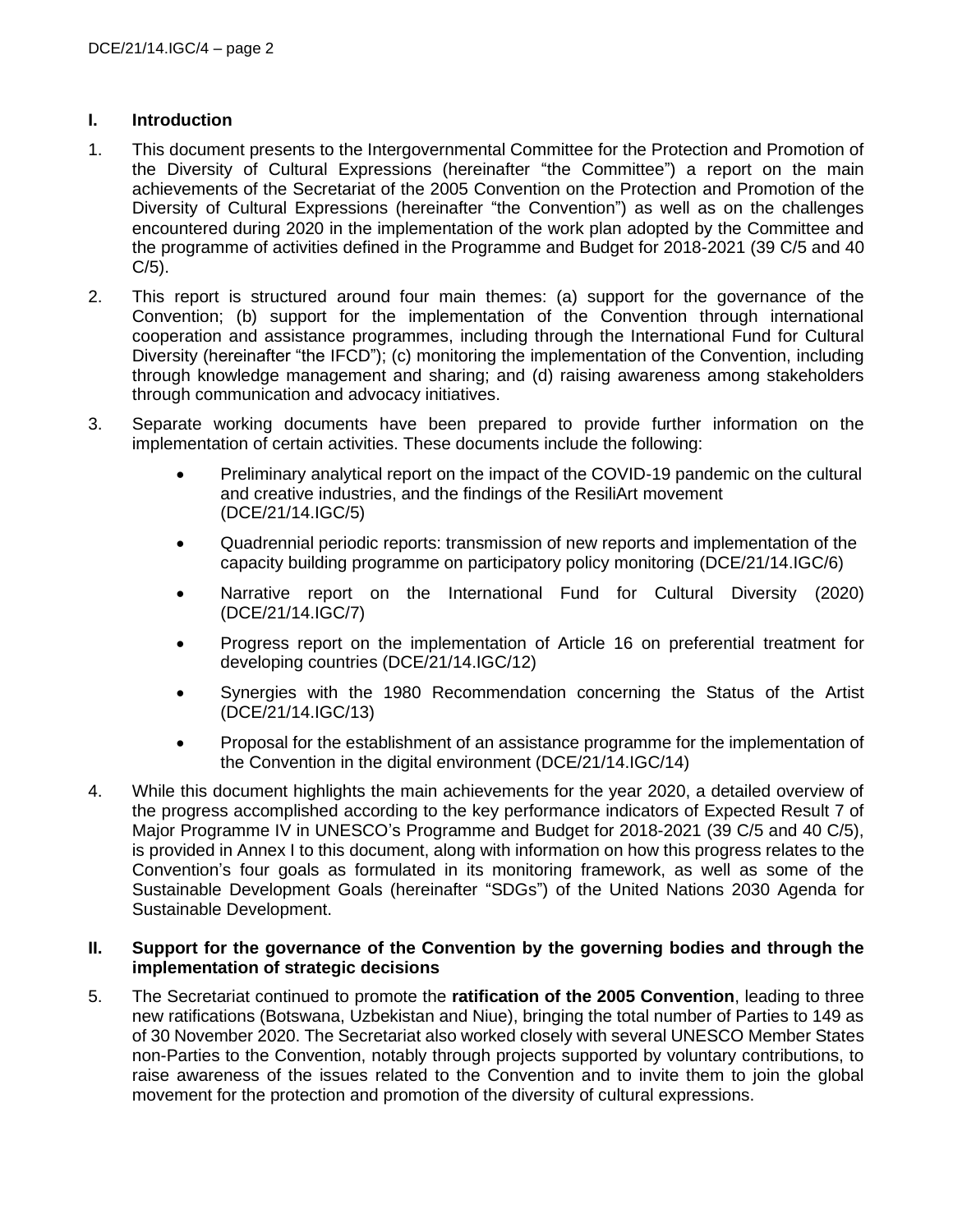## I. Introduction

1. This document presents to the Intergovernmental Committee for the Protection and Promotion of the Diversity of Cultural Expressions (hereinafter "the Committee") a report on the main achievements of the Secretariat of the 2005 Convention on the Protection and Promotion of the Diversity of Cultural Expressions (hereinafter "the Convention") as well as on the challenges encountered during 2020 in the implementation of the work plan adopted by the Committee and the programme of activities defined in the Programme and Budget for 2018-2021 (39 C/5 and 40 C/5).

2. This report is structured around four main themes: (a) support for the governance of the Convention; (b) support for the implementation of the Convention through international cooperation and assistance programmes, including through the International Fund for Cultural Diversity (hereinafter "the IFCD"); (c) monitoring the implementation of the Convention, including through knowledge management and sharing; and (d) raising awareness among stakeholders through communication and advocacy initiatives.

3. Separate working documents have been prepared to provide further information on the implementation of certain activities. These documents include the following:

   - Preliminary analytical report on the impact of the COVID-19 pandemic on the cultural and creative industries, and the findings of the ResiliArt movement (DCE/21/14.IGC/5)
   - Quadrennial periodic reports: transmission of new reports and implementation of the capacity building programme on participatory policy monitoring (DCE/21/14.IGC/6)
   - Narrative report on the International Fund for Cultural Diversity (2020) (DCE/21/14.IGC/7)
   - Progress report on the implementation of Article 16 on preferential treatment for developing countries (DCE/21/14.IGC/12)
   - Synergies with the 1980 Recommendation concerning the Status of the Artist (DCE/21/14.IGC/13)
   - Proposal for the establishment of an assistance programme for the implementation of the Convention in the digital environment (DCE/21/14.IGC/14)

4. While this document highlights the main achievements for the year 2020, a detailed overview of the progress accomplished according to the key performance indicators of Expected Result 7 of Major Programme IV in UNESCO's Programme and Budget for 2018-2021 (39 C/5 and 40 C/5), is provided in Annex I to this document, along with information on how this progress relates to the Convention's four goals as formulated in its monitoring framework, as well as some of the Sustainable Development Goals (hereinafter "SDGs") of the United Nations 2030 Agenda for Sustainable Development.

## II. Support for the governance of the Convention by the governing bodies and through the implementation of strategic decisions

5. The Secretariat continued to promote the **ratification of the 2005 Convention**, leading to three new ratifications (Botswana, Uzbekistan and Niue), bringing the total number of Parties to 149 as of 30 November 2020. The Secretariat also worked closely with several UNESCO Member States non-Parties to the Convention, notably through projects supported by voluntary contributions, to raise awareness of the issues related to the Convention and to invite them to join the global movement for the protection and promotion of the diversity of cultural expressions.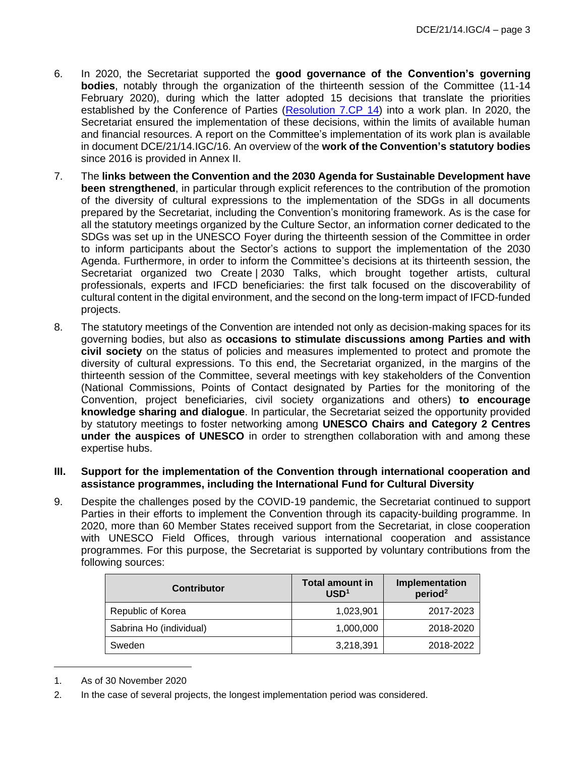6. In 2020, the Secretariat supported the **good governance of the Convention's governing bodies**, notably through the organization of the thirteenth session of the Committee (11-14 February 2020), during which the latter adopted 15 decisions that translate the priorities established by the Conference of Parties (Resolution 7.CP 14) into a work plan. In 2020, the Secretariat ensured the implementation of these decisions, within the limits of available human and financial resources. A report on the Committee's implementation of its work plan is available in document DCE/21/14.IGC/16. An overview of the **work of the Convention's statutory bodies** since 2016 is provided in Annex II.

7. The **links between the Convention and the 2030 Agenda for Sustainable Development have been strengthened**, in particular through explicit references to the contribution of the promotion of the diversity of cultural expressions to the implementation of the SDGs in all documents prepared by the Secretariat, including the Convention's monitoring framework. As is the case for all the statutory meetings organized by the Culture Sector, an information corner dedicated to the SDGs was set up in the UNESCO Foyer during the thirteenth session of the Committee in order to inform participants about the Sector's actions to support the implementation of the 2030 Agenda. Furthermore, in order to inform the Committee's decisions at its thirteenth session, the Secretariat organized two Create | 2030 Talks, which brought together artists, cultural professionals, experts and IFCD beneficiaries: the first talk focused on the discoverability of cultural content in the digital environment, and the second on the long-term impact of IFCD-funded projects.

8. The statutory meetings of the Convention are intended not only as decision-making spaces for its governing bodies, but also as **occasions to stimulate discussions among Parties and with civil society** on the status of policies and measures implemented to protect and promote the diversity of cultural expressions. To this end, the Secretariat organized, in the margins of the thirteenth session of the Committee, several meetings with key stakeholders of the Convention (National Commissions, Points of Contact designated by Parties for the monitoring of the Convention, project beneficiaries, civil society organizations and others) **to encourage knowledge sharing and dialogue**. In particular, the Secretariat seized the opportunity provided by statutory meetings to foster networking among **UNESCO Chairs and Category 2 Centres under the auspices of UNESCO** in order to strengthen collaboration with and among these expertise hubs.

## III. Support for the implementation of the Convention through international cooperation and assistance programmes, including the International Fund for Cultural Diversity

9. Despite the challenges posed by the COVID-19 pandemic, the Secretariat continued to support Parties in their efforts to implement the Convention through its capacity-building programme. In 2020, more than 60 Member States received support from the Secretariat, in close cooperation with UNESCO Field Offices, through various international cooperation and assistance programmes. For this purpose, the Secretariat is supported by voluntary contributions from the following sources:

| Contributor | Total amount in USD[1] | Implementation period[2] |
|---|---:|---:|
| Republic of Korea | 1,023,901 | 2017-2023 |
| Sabrina Ho (individual) | 1,000,000 | 2018-2020 |
| Sweden | 3,218,391 | 2018-2022 |

1. As of 30 November 2020

2. In the case of several projects, the longest implementation period was considered.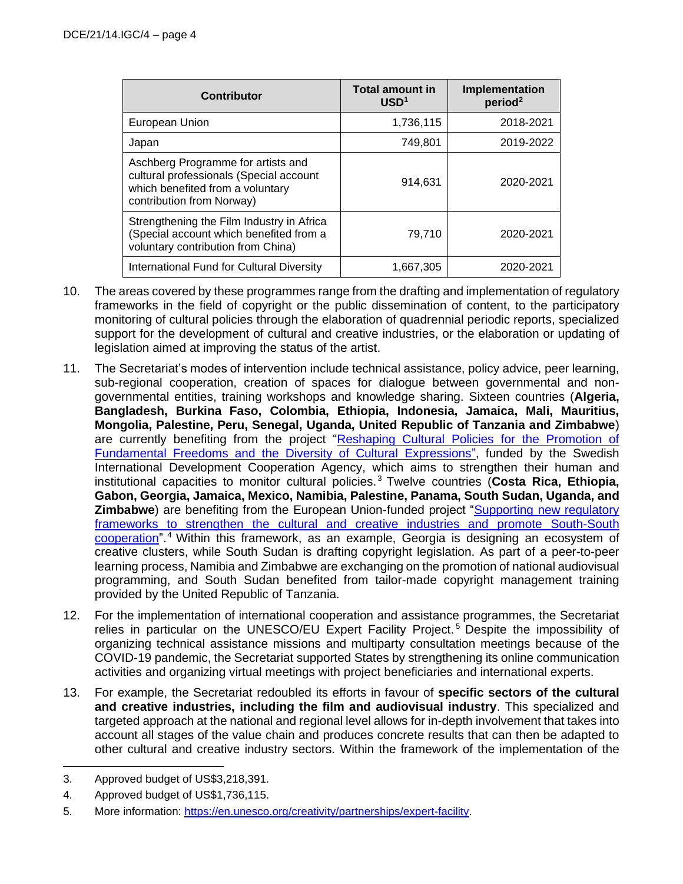| Contributor | Total amount in USD[1] | Implementation period[2] |
|---|---|---|
| European Union | 1,736,115 | 2018-2021 |
| Japan | 749,801 | 2019-2022 |
| Aschberg Programme for artists and cultural professionals (Special account which benefited from a voluntary contribution from Norway) | 914,631 | 2020-2021 |
| Strengthening the Film Industry in Africa (Special account which benefited from a voluntary contribution from China) | 79,710 | 2020-2021 |
| International Fund for Cultural Diversity | 1,667,305 | 2020-2021 |

10. The areas covered by these programmes range from the drafting and implementation of regulatory frameworks in the field of copyright or the public dissemination of content, to the participatory monitoring of cultural policies through the elaboration of quadrennial periodic reports, specialized support for the development of cultural and creative industries, or the elaboration or updating of legislation aimed at improving the status of the artist.

11. The Secretariat's modes of intervention include technical assistance, policy advice, peer learning, sub-regional cooperation, creation of spaces for dialogue between governmental and non-governmental entities, training workshops and knowledge sharing. Sixteen countries (**Algeria, Bangladesh, Burkina Faso, Colombia, Ethiopia, Indonesia, Jamaica, Mali, Mauritius, Mongolia, Palestine, Peru, Senegal, Uganda, United Republic of Tanzania and Zimbabwe**) are currently benefiting from the project "Reshaping Cultural Policies for the Promotion of Fundamental Freedoms and the Diversity of Cultural Expressions", funded by the Swedish International Development Cooperation Agency, which aims to strengthen their human and institutional capacities to monitor cultural policies.[3] Twelve countries (**Costa Rica, Ethiopia, Gabon, Georgia, Jamaica, Mexico, Namibia, Palestine, Panama, South Sudan, Uganda, and Zimbabwe**) are benefiting from the European Union-funded project "Supporting new regulatory frameworks to strengthen the cultural and creative industries and promote South-South cooperation".[4] Within this framework, as an example, Georgia is designing an ecosystem of creative clusters, while South Sudan is drafting copyright legislation. As part of a peer-to-peer learning process, Namibia and Zimbabwe are exchanging on the promotion of national audiovisual programming, and South Sudan benefited from tailor-made copyright management training provided by the United Republic of Tanzania.

12. For the implementation of international cooperation and assistance programmes, the Secretariat relies in particular on the UNESCO/EU Expert Facility Project.[5] Despite the impossibility of organizing technical assistance missions and multiparty consultation meetings because of the COVID-19 pandemic, the Secretariat supported States by strengthening its online communication activities and organizing virtual meetings with project beneficiaries and international experts.

13. For example, the Secretariat redoubled its efforts in favour of **specific sectors of the cultural and creative industries, including the film and audiovisual industry**. This specialized and targeted approach at the national and regional level allows for in-depth involvement that takes into account all stages of the value chain and produces concrete results that can then be adapted to other cultural and creative industry sectors. Within the framework of the implementation of the

3. Approved budget of US$3,218,391.
4. Approved budget of US$1,736,115.
5. More information: https://en.unesco.org/creativity/partnerships/expert-facility.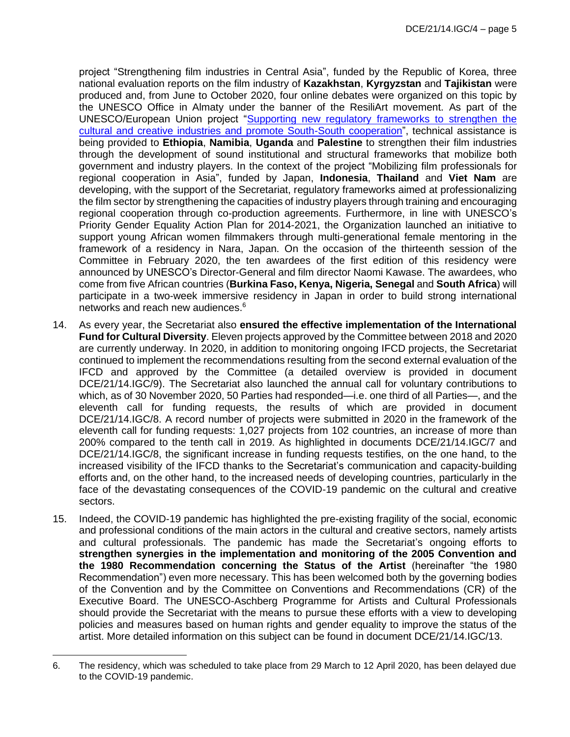project "Strengthening film industries in Central Asia", funded by the Republic of Korea, three national evaluation reports on the film industry of **Kazakhstan**, **Kyrgyzstan** and **Tajikistan** were produced and, from June to October 2020, four online debates were organized on this topic by the UNESCO Office in Almaty under the banner of the ResiliArt movement. As part of the UNESCO/European Union project "Supporting new regulatory frameworks to strengthen the cultural and creative industries and promote South-South cooperation", technical assistance is being provided to **Ethiopia**, **Namibia**, **Uganda** and **Palestine** to strengthen their film industries through the development of sound institutional and structural frameworks that mobilize both government and industry players. In the context of the project "Mobilizing film professionals for regional cooperation in Asia", funded by Japan, **Indonesia**, **Thailand** and **Viet Nam** are developing, with the support of the Secretariat, regulatory frameworks aimed at professionalizing the film sector by strengthening the capacities of industry players through training and encouraging regional cooperation through co-production agreements. Furthermore, in line with UNESCO's Priority Gender Equality Action Plan for 2014-2021, the Organization launched an initiative to support young African women filmmakers through multi-generational female mentoring in the framework of a residency in Nara, Japan. On the occasion of the thirteenth session of the Committee in February 2020, the ten awardees of the first edition of this residency were announced by UNESCO's Director-General and film director Naomi Kawase. The awardees, who come from five African countries (**Burkina Faso, Kenya, Nigeria, Senegal** and **South Africa**) will participate in a two-week immersive residency in Japan in order to build strong international networks and reach new audiences.[6]

14. As every year, the Secretariat also **ensured the effective implementation of the International Fund for Cultural Diversity**. Eleven projects approved by the Committee between 2018 and 2020 are currently underway. In 2020, in addition to monitoring ongoing IFCD projects, the Secretariat continued to implement the recommendations resulting from the second external evaluation of the IFCD and approved by the Committee (a detailed overview is provided in document DCE/21/14.IGC/9). The Secretariat also launched the annual call for voluntary contributions to which, as of 30 November 2020, 50 Parties had responded—i.e. one third of all Parties—, and the eleventh call for funding requests, the results of which are provided in document DCE/21/14.IGC/8. A record number of projects were submitted in 2020 in the framework of the eleventh call for funding requests: 1,027 projects from 102 countries, an increase of more than 200% compared to the tenth call in 2019. As highlighted in documents DCE/21/14.IGC/7 and DCE/21/14.IGC/8, the significant increase in funding requests testifies, on the one hand, to the increased visibility of the IFCD thanks to the Secretariat's communication and capacity-building efforts and, on the other hand, to the increased needs of developing countries, particularly in the face of the devastating consequences of the COVID-19 pandemic on the cultural and creative sectors.

15. Indeed, the COVID-19 pandemic has highlighted the pre-existing fragility of the social, economic and professional conditions of the main actors in the cultural and creative sectors, namely artists and cultural professionals. The pandemic has made the Secretariat's ongoing efforts to **strengthen synergies in the implementation and monitoring of the 2005 Convention and the 1980 Recommendation concerning the Status of the Artist** (hereinafter "the 1980 Recommendation") even more necessary. This has been welcomed both by the governing bodies of the Convention and by the Committee on Conventions and Recommendations (CR) of the Executive Board. The UNESCO-Aschberg Programme for Artists and Cultural Professionals should provide the Secretariat with the means to pursue these efforts with a view to developing policies and measures based on human rights and gender equality to improve the status of the artist. More detailed information on this subject can be found in document DCE/21/14.IGC/13.

---

6. The residency, which was scheduled to take place from 29 March to 12 April 2020, has been delayed due to the COVID-19 pandemic.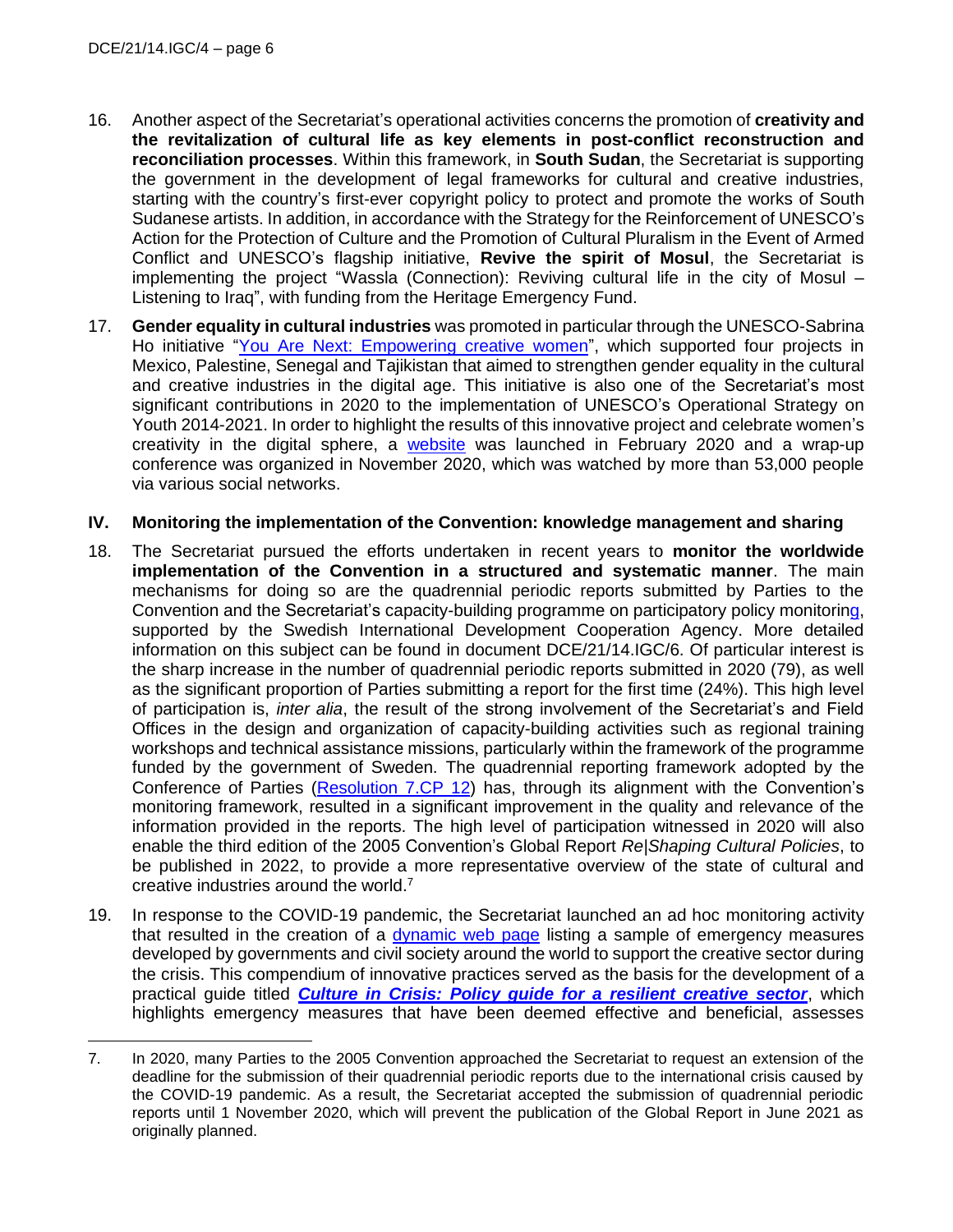16. Another aspect of the Secretariat's operational activities concerns the promotion of **creativity and the revitalization of cultural life as key elements in post-conflict reconstruction and reconciliation processes**. Within this framework, in **South Sudan**, the Secretariat is supporting the government in the development of legal frameworks for cultural and creative industries, starting with the country's first-ever copyright policy to protect and promote the works of South Sudanese artists. In addition, in accordance with the Strategy for the Reinforcement of UNESCO's Action for the Protection of Culture and the Promotion of Cultural Pluralism in the Event of Armed Conflict and UNESCO's flagship initiative, **Revive the spirit of Mosul**, the Secretariat is implementing the project "Wassla (Connection): Reviving cultural life in the city of Mosul – Listening to Iraq", with funding from the Heritage Emergency Fund.

17. **Gender equality in cultural industries** was promoted in particular through the UNESCO-Sabrina Ho initiative "You Are Next: Empowering creative women", which supported four projects in Mexico, Palestine, Senegal and Tajikistan that aimed to strengthen gender equality in the cultural and creative industries in the digital age. This initiative is also one of the Secretariat's most significant contributions in 2020 to the implementation of UNESCO's Operational Strategy on Youth 2014-2021. In order to highlight the results of this innovative project and celebrate women's creativity in the digital sphere, a website was launched in February 2020 and a wrap-up conference was organized in November 2020, which was watched by more than 53,000 people via various social networks.

## IV. Monitoring the implementation of the Convention: knowledge management and sharing

18. The Secretariat pursued the efforts undertaken in recent years to **monitor the worldwide implementation of the Convention in a structured and systematic manner**. The main mechanisms for doing so are the quadrennial periodic reports submitted by Parties to the Convention and the Secretariat's capacity-building programme on participatory policy monitoring, supported by the Swedish International Development Cooperation Agency. More detailed information on this subject can be found in document DCE/21/14.IGC/6. Of particular interest is the sharp increase in the number of quadrennial periodic reports submitted in 2020 (79), as well as the significant proportion of Parties submitting a report for the first time (24%). This high level of participation is, *inter alia*, the result of the strong involvement of the Secretariat's and Field Offices in the design and organization of capacity-building activities such as regional training workshops and technical assistance missions, particularly within the framework of the programme funded by the government of Sweden. The quadrennial reporting framework adopted by the Conference of Parties (Resolution 7.CP 12) has, through its alignment with the Convention's monitoring framework, resulted in a significant improvement in the quality and relevance of the information provided in the reports. The high level of participation witnessed in 2020 will also enable the third edition of the 2005 Convention's Global Report *Re|Shaping Cultural Policies*, to be published in 2022, to provide a more representative overview of the state of cultural and creative industries around the world.[7]

19. In response to the COVID-19 pandemic, the Secretariat launched an ad hoc monitoring activity that resulted in the creation of a dynamic web page listing a sample of emergency measures developed by governments and civil society around the world to support the creative sector during the crisis. This compendium of innovative practices served as the basis for the development of a practical guide titled ***Culture in Crisis: Policy guide for a resilient creative sector***, which highlights emergency measures that have been deemed effective and beneficial, assesses

7. In 2020, many Parties to the 2005 Convention approached the Secretariat to request an extension of the deadline for the submission of their quadrennial periodic reports due to the international crisis caused by the COVID-19 pandemic. As a result, the Secretariat accepted the submission of quadrennial periodic reports until 1 November 2020, which will prevent the publication of the Global Report in June 2021 as originally planned.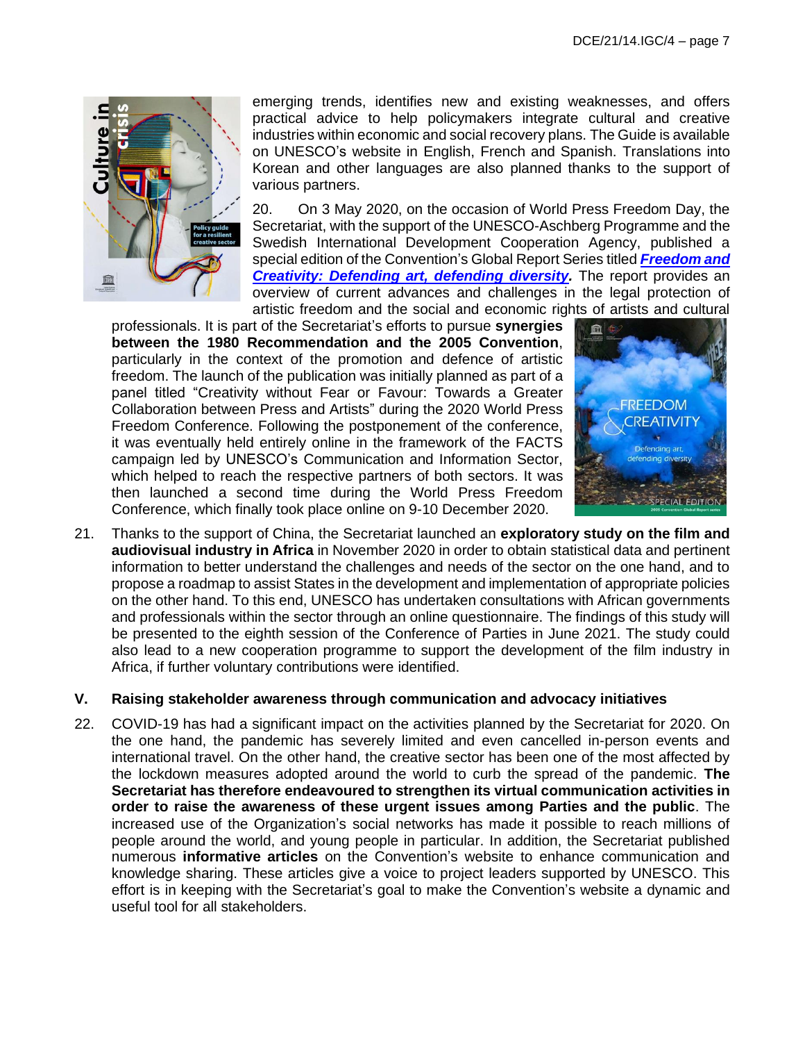emerging trends, identifies new and existing weaknesses, and offers practical advice to help policymakers integrate cultural and creative industries within economic and social recovery plans. The Guide is available on UNESCO's website in English, French and Spanish. Translations into Korean and other languages are also planned thanks to the support of various partners.

20. On 3 May 2020, on the occasion of World Press Freedom Day, the Secretariat, with the support of the UNESCO-Aschberg Programme and the Swedish International Development Cooperation Agency, published a special edition of the Convention's Global Report Series titled ***Freedom and Creativity: Defending art, defending diversity***. The report provides an overview of current advances and challenges in the legal protection of artistic freedom and the social and economic rights of artists and cultural professionals. It is part of the Secretariat's efforts to pursue **synergies between the 1980 Recommendation and the 2005 Convention**, particularly in the context of the promotion and defence of artistic freedom. The launch of the publication was initially planned as part of a panel titled "Creativity without Fear or Favour: Towards a Greater Collaboration between Press and Artists" during the 2020 World Press Freedom Conference. Following the postponement of the conference, it was eventually held entirely online in the framework of the FACTS campaign led by UNESCO's Communication and Information Sector, which helped to reach the respective partners of both sectors. It was then launched a second time during the World Press Freedom Conference, which finally took place online on 9-10 December 2020.

21. Thanks to the support of China, the Secretariat launched an **exploratory study on the film and audiovisual industry in Africa** in November 2020 in order to obtain statistical data and pertinent information to better understand the challenges and needs of the sector on the one hand, and to propose a roadmap to assist States in the development and implementation of appropriate policies on the other hand. To this end, UNESCO has undertaken consultations with African governments and professionals within the sector through an online questionnaire. The findings of this study will be presented to the eighth session of the Conference of Parties in June 2021. The study could also lead to a new cooperation programme to support the development of the film industry in Africa, if further voluntary contributions were identified.

## V. Raising stakeholder awareness through communication and advocacy initiatives

22. COVID-19 has had a significant impact on the activities planned by the Secretariat for 2020. On the one hand, the pandemic has severely limited and even cancelled in-person events and international travel. On the other hand, the creative sector has been one of the most affected by the lockdown measures adopted around the world to curb the spread of the pandemic. **The Secretariat has therefore endeavoured to strengthen its virtual communication activities in order to raise the awareness of these urgent issues among Parties and the public**. The increased use of the Organization's social networks has made it possible to reach millions of people around the world, and young people in particular. In addition, the Secretariat published numerous **informative articles** on the Convention's website to enhance communication and knowledge sharing. These articles give a voice to project leaders supported by UNESCO. This effort is in keeping with the Secretariat's goal to make the Convention's website a dynamic and useful tool for all stakeholders.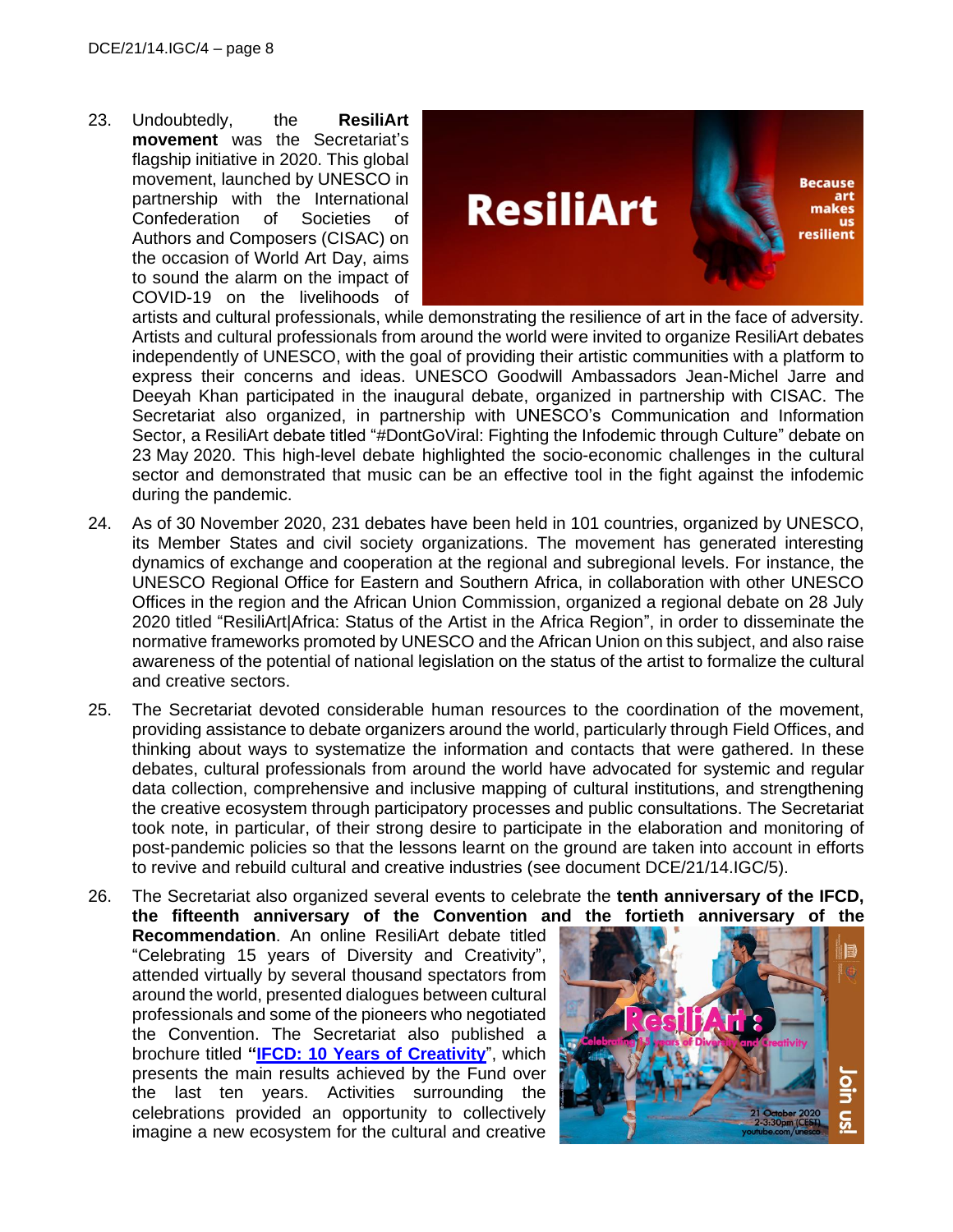23. Undoubtedly, the **ResiliArt movement** was the Secretariat's flagship initiative in 2020. This global movement, launched by UNESCO in partnership with the International Confederation of Societies of Authors and Composers (CISAC) on the occasion of World Art Day, aims to sound the alarm on the impact of COVID-19 on the livelihoods of artists and cultural professionals, while demonstrating the resilience of art in the face of adversity. Artists and cultural professionals from around the world were invited to organize ResiliArt debates independently of UNESCO, with the goal of providing their artistic communities with a platform to express their concerns and ideas. UNESCO Goodwill Ambassadors Jean-Michel Jarre and Deeyah Khan participated in the inaugural debate, organized in partnership with CISAC. The Secretariat also organized, in partnership with UNESCO's Communication and Information Sector, a ResiliArt debate titled "#DontGoViral: Fighting the Infodemic through Culture" debate on 23 May 2020. This high-level debate highlighted the socio-economic challenges in the cultural sector and demonstrated that music can be an effective tool in the fight against the infodemic during the pandemic.

24. As of 30 November 2020, 231 debates have been held in 101 countries, organized by UNESCO, its Member States and civil society organizations. The movement has generated interesting dynamics of exchange and cooperation at the regional and subregional levels. For instance, the UNESCO Regional Office for Eastern and Southern Africa, in collaboration with other UNESCO Offices in the region and the African Union Commission, organized a regional debate on 28 July 2020 titled "ResiliArt|Africa: Status of the Artist in the Africa Region", in order to disseminate the normative frameworks promoted by UNESCO and the African Union on this subject, and also raise awareness of the potential of national legislation on the status of the artist to formalize the cultural and creative sectors.

25. The Secretariat devoted considerable human resources to the coordination of the movement, providing assistance to debate organizers around the world, particularly through Field Offices, and thinking about ways to systematize the information and contacts that were gathered. In these debates, cultural professionals from around the world have advocated for systemic and regular data collection, comprehensive and inclusive mapping of cultural institutions, and strengthening the creative ecosystem through participatory processes and public consultations. The Secretariat took note, in particular, of their strong desire to participate in the elaboration and monitoring of post-pandemic policies so that the lessons learnt on the ground are taken into account in efforts to revive and rebuild cultural and creative industries (see document DCE/21/14.IGC/5).

26. The Secretariat also organized several events to celebrate the **tenth anniversary of the IFCD, the fifteenth anniversary of the Convention and the fortieth anniversary of the Recommendation**. An online ResiliArt debate titled "Celebrating 15 years of Diversity and Creativity", attended virtually by several thousand spectators from around the world, presented dialogues between cultural professionals and some of the pioneers who negotiated the Convention. The Secretariat also published a brochure titled **"[IFCD: 10 Years of Creativity]"**, which presents the main results achieved by the Fund over the last ten years. Activities surrounding the celebrations provided an opportunity to collectively imagine a new ecosystem for the cultural and creative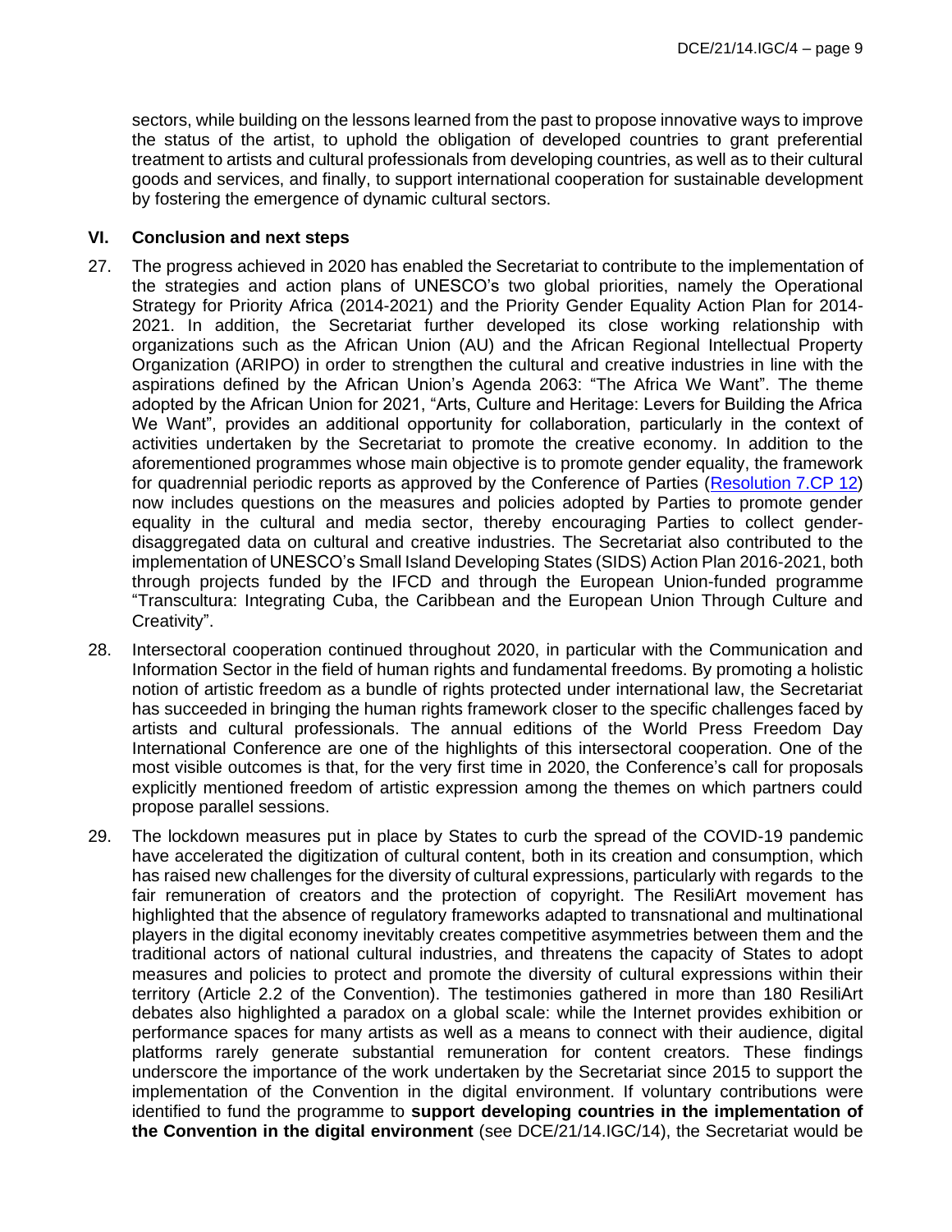sectors, while building on the lessons learned from the past to propose innovative ways to improve the status of the artist, to uphold the obligation of developed countries to grant preferential treatment to artists and cultural professionals from developing countries, as well as to their cultural goods and services, and finally, to support international cooperation for sustainable development by fostering the emergence of dynamic cultural sectors.

## VI. Conclusion and next steps

27. The progress achieved in 2020 has enabled the Secretariat to contribute to the implementation of the strategies and action plans of UNESCO's two global priorities, namely the Operational Strategy for Priority Africa (2014-2021) and the Priority Gender Equality Action Plan for 2014-2021. In addition, the Secretariat further developed its close working relationship with organizations such as the African Union (AU) and the African Regional Intellectual Property Organization (ARIPO) in order to strengthen the cultural and creative industries in line with the aspirations defined by the African Union's Agenda 2063: "The Africa We Want". The theme adopted by the African Union for 2021, "Arts, Culture and Heritage: Levers for Building the Africa We Want", provides an additional opportunity for collaboration, particularly in the context of activities undertaken by the Secretariat to promote the creative economy. In addition to the aforementioned programmes whose main objective is to promote gender equality, the framework for quadrennial periodic reports as approved by the Conference of Parties (Resolution 7.CP 12) now includes questions on the measures and policies adopted by Parties to promote gender equality in the cultural and media sector, thereby encouraging Parties to collect gender-disaggregated data on cultural and creative industries. The Secretariat also contributed to the implementation of UNESCO's Small Island Developing States (SIDS) Action Plan 2016-2021, both through projects funded by the IFCD and through the European Union-funded programme "Transcultura: Integrating Cuba, the Caribbean and the European Union Through Culture and Creativity".

28. Intersectoral cooperation continued throughout 2020, in particular with the Communication and Information Sector in the field of human rights and fundamental freedoms. By promoting a holistic notion of artistic freedom as a bundle of rights protected under international law, the Secretariat has succeeded in bringing the human rights framework closer to the specific challenges faced by artists and cultural professionals. The annual editions of the World Press Freedom Day International Conference are one of the highlights of this intersectoral cooperation. One of the most visible outcomes is that, for the very first time in 2020, the Conference's call for proposals explicitly mentioned freedom of artistic expression among the themes on which partners could propose parallel sessions.

29. The lockdown measures put in place by States to curb the spread of the COVID-19 pandemic have accelerated the digitization of cultural content, both in its creation and consumption, which has raised new challenges for the diversity of cultural expressions, particularly with regards to the fair remuneration of creators and the protection of copyright. The ResiliArt movement has highlighted that the absence of regulatory frameworks adapted to transnational and multinational players in the digital economy inevitably creates competitive asymmetries between them and the traditional actors of national cultural industries, and threatens the capacity of States to adopt measures and policies to protect and promote the diversity of cultural expressions within their territory (Article 2.2 of the Convention). The testimonies gathered in more than 180 ResiliArt debates also highlighted a paradox on a global scale: while the Internet provides exhibition or performance spaces for many artists as well as a means to connect with their audience, digital platforms rarely generate substantial remuneration for content creators. These findings underscore the importance of the work undertaken by the Secretariat since 2015 to support the implementation of the Convention in the digital environment. If voluntary contributions were identified to fund the programme to **support developing countries in the implementation of the Convention in the digital environment** (see DCE/21/14.IGC/14), the Secretariat would be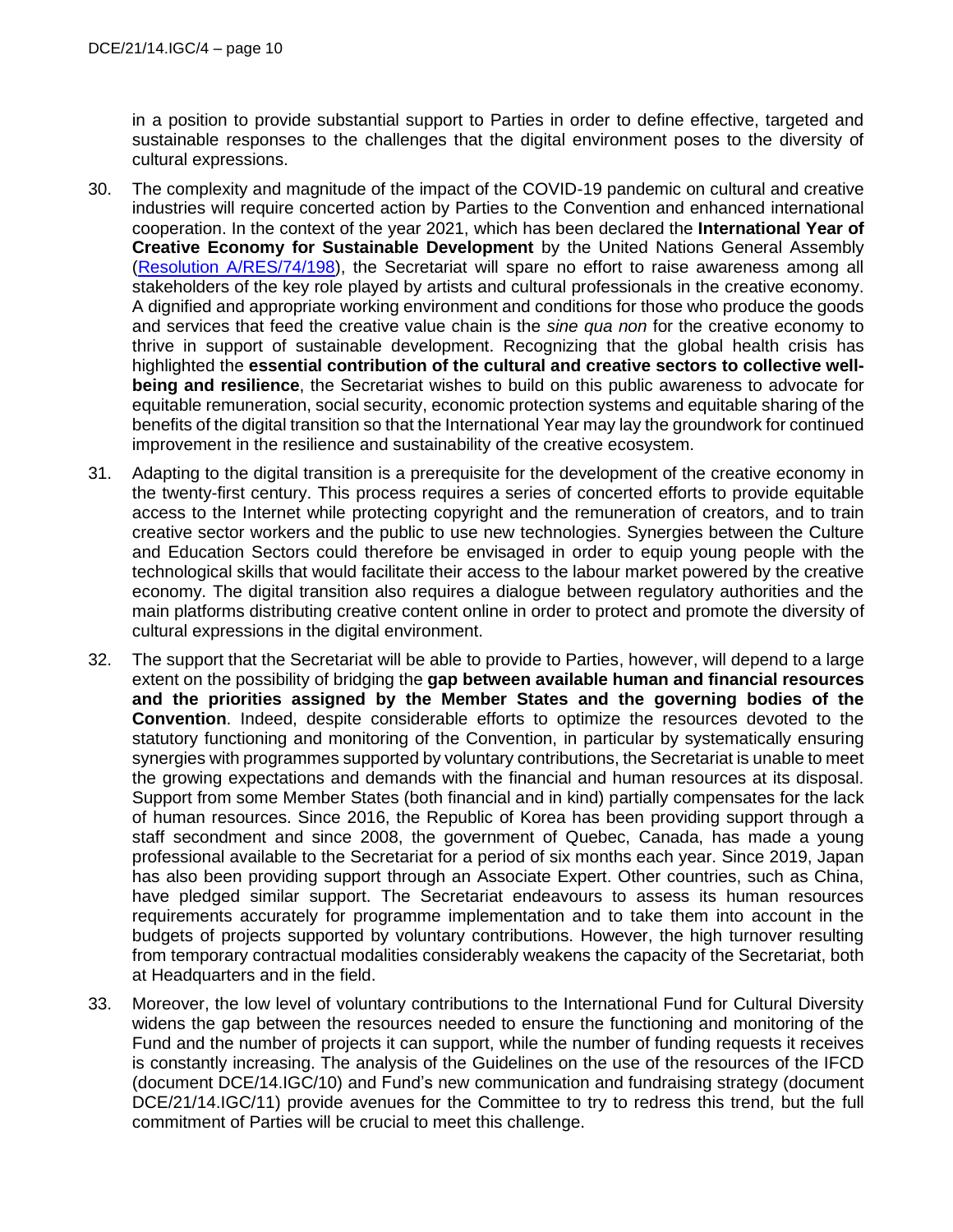in a position to provide substantial support to Parties in order to define effective, targeted and sustainable responses to the challenges that the digital environment poses to the diversity of cultural expressions.

30. The complexity and magnitude of the impact of the COVID-19 pandemic on cultural and creative industries will require concerted action by Parties to the Convention and enhanced international cooperation. In the context of the year 2021, which has been declared the **International Year of Creative Economy for Sustainable Development** by the United Nations General Assembly (Resolution A/RES/74/198), the Secretariat will spare no effort to raise awareness among all stakeholders of the key role played by artists and cultural professionals in the creative economy. A dignified and appropriate working environment and conditions for those who produce the goods and services that feed the creative value chain is the *sine qua non* for the creative economy to thrive in support of sustainable development. Recognizing that the global health crisis has highlighted the **essential contribution of the cultural and creative sectors to collective well-being and resilience**, the Secretariat wishes to build on this public awareness to advocate for equitable remuneration, social security, economic protection systems and equitable sharing of the benefits of the digital transition so that the International Year may lay the groundwork for continued improvement in the resilience and sustainability of the creative ecosystem.

31. Adapting to the digital transition is a prerequisite for the development of the creative economy in the twenty-first century. This process requires a series of concerted efforts to provide equitable access to the Internet while protecting copyright and the remuneration of creators, and to train creative sector workers and the public to use new technologies. Synergies between the Culture and Education Sectors could therefore be envisaged in order to equip young people with the technological skills that would facilitate their access to the labour market powered by the creative economy. The digital transition also requires a dialogue between regulatory authorities and the main platforms distributing creative content online in order to protect and promote the diversity of cultural expressions in the digital environment.

32. The support that the Secretariat will be able to provide to Parties, however, will depend to a large extent on the possibility of bridging the **gap between available human and financial resources and the priorities assigned by the Member States and the governing bodies of the Convention**. Indeed, despite considerable efforts to optimize the resources devoted to the statutory functioning and monitoring of the Convention, in particular by systematically ensuring synergies with programmes supported by voluntary contributions, the Secretariat is unable to meet the growing expectations and demands with the financial and human resources at its disposal. Support from some Member States (both financial and in kind) partially compensates for the lack of human resources. Since 2016, the Republic of Korea has been providing support through a staff secondment and since 2008, the government of Quebec, Canada, has made a young professional available to the Secretariat for a period of six months each year. Since 2019, Japan has also been providing support through an Associate Expert. Other countries, such as China, have pledged similar support. The Secretariat endeavours to assess its human resources requirements accurately for programme implementation and to take them into account in the budgets of projects supported by voluntary contributions. However, the high turnover resulting from temporary contractual modalities considerably weakens the capacity of the Secretariat, both at Headquarters and in the field.

33. Moreover, the low level of voluntary contributions to the International Fund for Cultural Diversity widens the gap between the resources needed to ensure the functioning and monitoring of the Fund and the number of projects it can support, while the number of funding requests it receives is constantly increasing. The analysis of the Guidelines on the use of the resources of the IFCD (document DCE/14.IGC/10) and Fund's new communication and fundraising strategy (document DCE/21/14.IGC/11) provide avenues for the Committee to try to redress this trend, but the full commitment of Parties will be crucial to meet this challenge.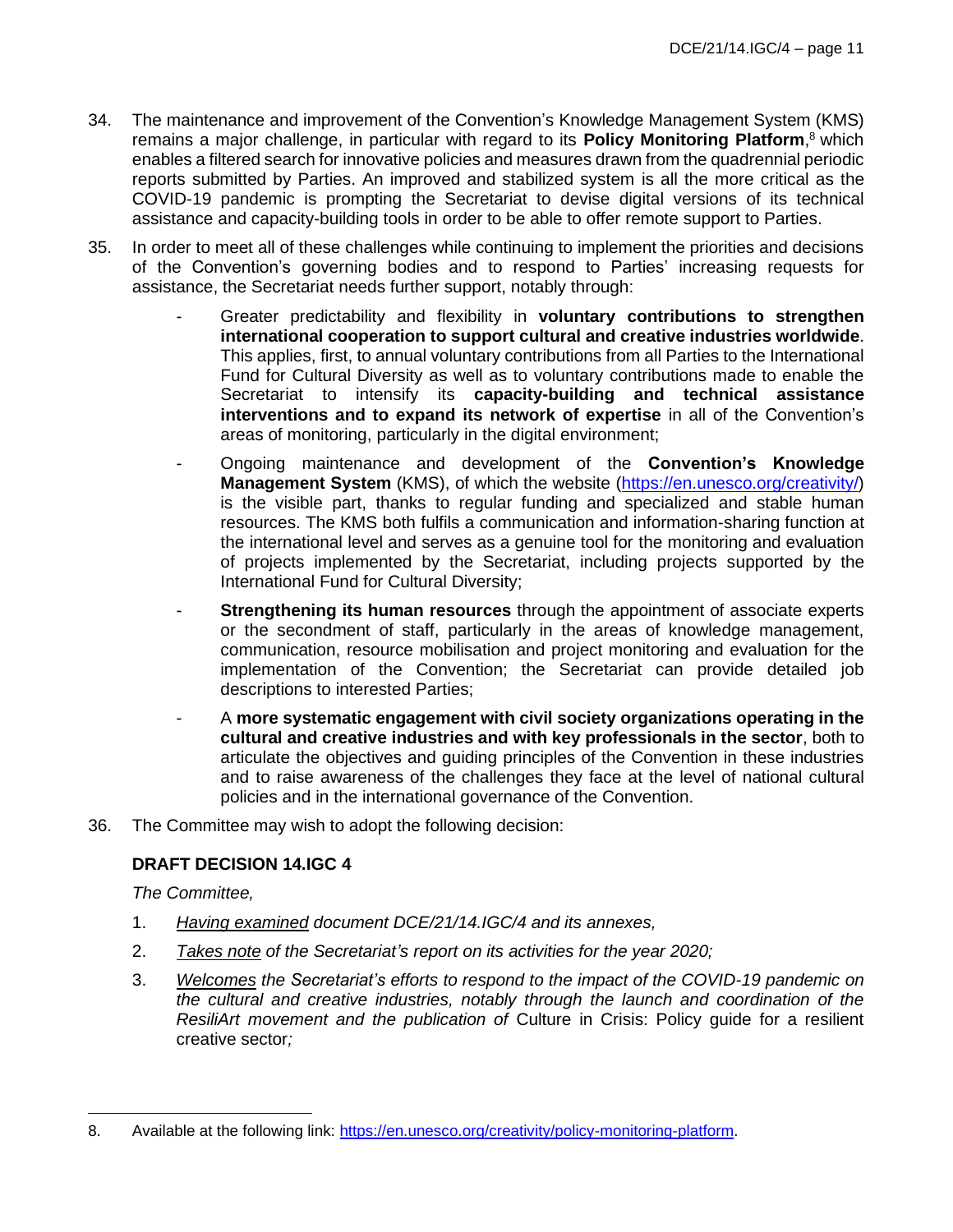34. The maintenance and improvement of the Convention's Knowledge Management System (KMS) remains a major challenge, in particular with regard to its **Policy Monitoring Platform**,[8] which enables a filtered search for innovative policies and measures drawn from the quadrennial periodic reports submitted by Parties. An improved and stabilized system is all the more critical as the COVID-19 pandemic is prompting the Secretariat to devise digital versions of its technical assistance and capacity-building tools in order to be able to offer remote support to Parties.

35. In order to meet all of these challenges while continuing to implement the priorities and decisions of the Convention's governing bodies and to respond to Parties' increasing requests for assistance, the Secretariat needs further support, notably through:

    - Greater predictability and flexibility in **voluntary contributions to strengthen international cooperation to support cultural and creative industries worldwide**. This applies, first, to annual voluntary contributions from all Parties to the International Fund for Cultural Diversity as well as to voluntary contributions made to enable the Secretariat to intensify its **capacity-building and technical assistance interventions and to expand its network of expertise** in all of the Convention's areas of monitoring, particularly in the digital environment;
    - Ongoing maintenance and development of the **Convention's Knowledge Management System** (KMS), of which the website (https://en.unesco.org/creativity/) is the visible part, thanks to regular funding and specialized and stable human resources. The KMS both fulfils a communication and information-sharing function at the international level and serves as a genuine tool for the monitoring and evaluation of projects implemented by the Secretariat, including projects supported by the International Fund for Cultural Diversity;
    - **Strengthening its human resources** through the appointment of associate experts or the secondment of staff, particularly in the areas of knowledge management, communication, resource mobilisation and project monitoring and evaluation for the implementation of the Convention; the Secretariat can provide detailed job descriptions to interested Parties;
    - A **more systematic engagement with civil society organizations operating in the cultural and creative industries and with key professionals in the sector**, both to articulate the objectives and guiding principles of the Convention in these industries and to raise awareness of the challenges they face at the level of national cultural policies and in the international governance of the Convention.

36. The Committee may wish to adopt the following decision:

**DRAFT DECISION 14.IGC 4**

*The Committee,*

1. *Having examined document DCE/21/14.IGC/4 and its annexes,*
2. *Takes note of the Secretariat's report on its activities for the year 2020;*
3. *Welcomes the Secretariat's efforts to respond to the impact of the COVID-19 pandemic on the cultural and creative industries, notably through the launch and coordination of the ResiliArt movement and the publication of* Culture in Crisis: Policy guide for a resilient creative sector*;*

---

8. Available at the following link: https://en.unesco.org/creativity/policy-monitoring-platform.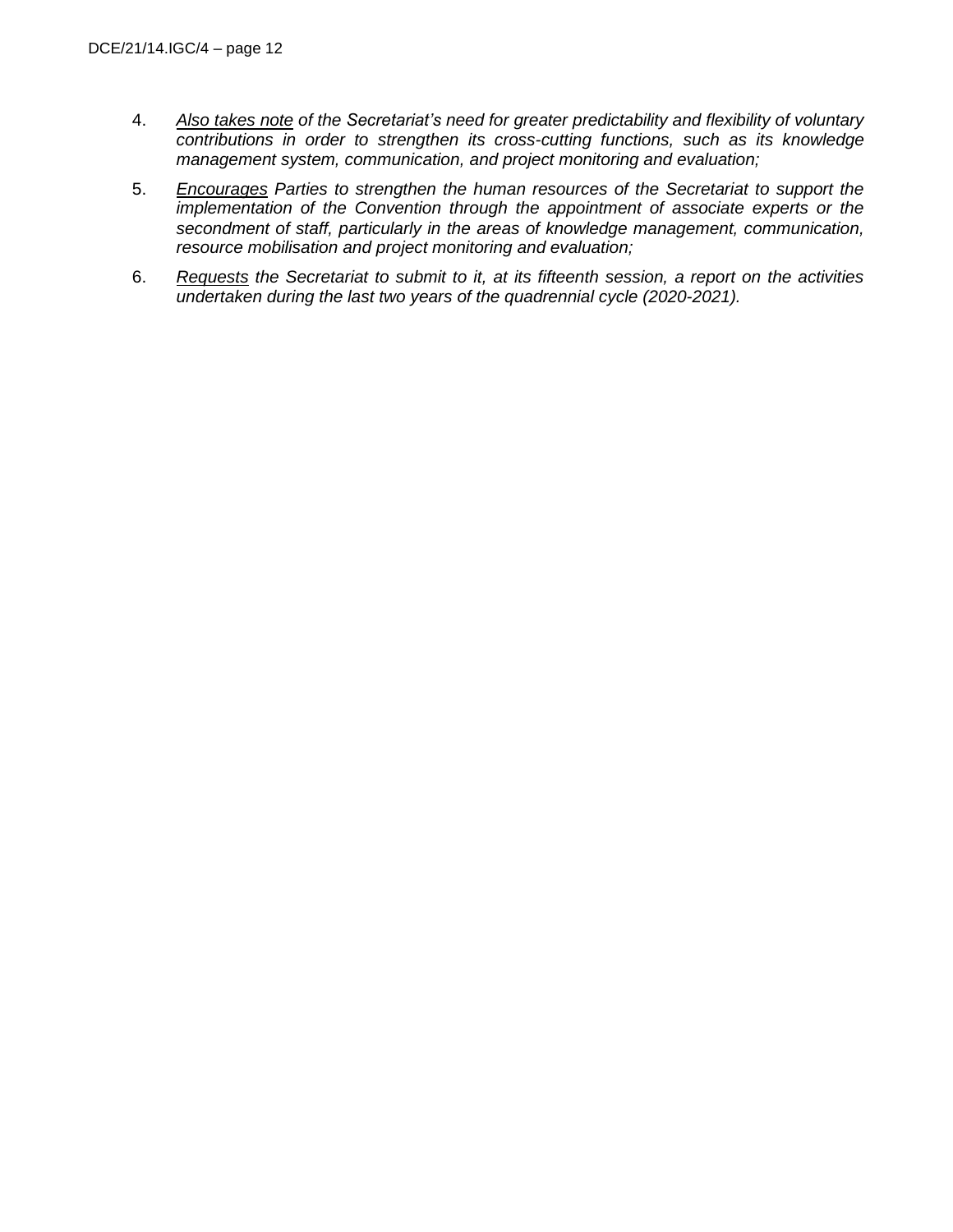4. *<u>Also takes note</u> of the Secretariat's need for greater predictability and flexibility of voluntary contributions in order to strengthen its cross-cutting functions, such as its knowledge management system, communication, and project monitoring and evaluation;*

5. *<u>Encourages</u> Parties to strengthen the human resources of the Secretariat to support the implementation of the Convention through the appointment of associate experts or the secondment of staff, particularly in the areas of knowledge management, communication, resource mobilisation and project monitoring and evaluation;*

6. *<u>Requests</u> the Secretariat to submit to it, at its fifteenth session, a report on the activities undertaken during the last two years of the quadrennial cycle (2020-2021).*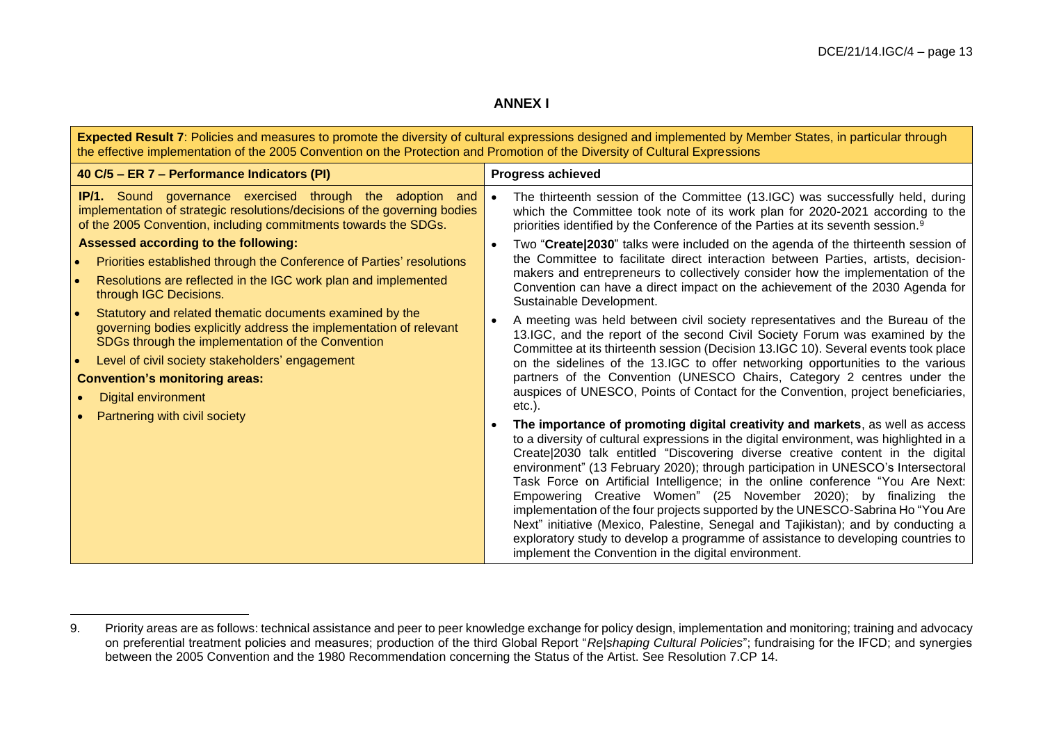## ANNEX I

| **Expected Result 7**: Policies and measures to promote the diversity of cultural expressions designed and implemented by Member States, in particular through the effective implementation of the 2005 Convention on the Protection and Promotion of the Diversity of Cultural Expressions | |
|---|---|
| **40 C/5 – ER 7 – Performance Indicators (PI)** | **Progress achieved** |
| **IP/1.** Sound governance exercised through the adoption and implementation of strategic resolutions/decisions of the governing bodies of the 2005 Convention, including commitments towards the SDGs.<br><br>**Assessed according to the following:**<br>• Priorities established through the Conference of Parties' resolutions<br>• Resolutions are reflected in the IGC work plan and implemented through IGC Decisions.<br>• Statutory and related thematic documents examined by the governing bodies explicitly address the implementation of relevant SDGs through the implementation of the Convention<br>• Level of civil society stakeholders' engagement<br><br>**Convention's monitoring areas:**<br>• Digital environment<br>• Partnering with civil society | • The thirteenth session of the Committee (13.IGC) was successfully held, during which the Committee took note of its work plan for 2020-2021 according to the priorities identified by the Conference of the Parties at its seventh session.[9]<br>• Two "**Create\|2030**" talks were included on the agenda of the thirteenth session of the Committee to facilitate direct interaction between Parties, artists, decision-makers and entrepreneurs to collectively consider how the implementation of the Convention can have a direct impact on the achievement of the 2030 Agenda for Sustainable Development.<br>• A meeting was held between civil society representatives and the Bureau of the 13.IGC, and the report of the second Civil Society Forum was examined by the Committee at its thirteenth session (Decision 13.IGC 10). Several events took place on the sidelines of the 13.IGC to offer networking opportunities to the various partners of the Convention (UNESCO Chairs, Category 2 centres under the auspices of UNESCO, Points of Contact for the Convention, project beneficiaries, etc.).<br>• **The importance of promoting digital creativity and markets**, as well as access to a diversity of cultural expressions in the digital environment, was highlighted in a Create\|2030 talk entitled "Discovering diverse creative content in the digital environment" (13 February 2020); through participation in UNESCO's Intersectoral Task Force on Artificial Intelligence; in the online conference "You Are Next: Empowering Creative Women" (25 November 2020); by finalizing the implementation of the four projects supported by the UNESCO-Sabrina Ho "You Are Next" initiative (Mexico, Palestine, Senegal and Tajikistan); and by conducting a exploratory study to develop a programme of assistance to developing countries to implement the Convention in the digital environment. |

---

9. Priority areas are as follows: technical assistance and peer to peer knowledge exchange for policy design, implementation and monitoring; training and advocacy on preferential treatment policies and measures; production of the third Global Report "*Re|shaping Cultural Policies*"; fundraising for the IFCD; and synergies between the 2005 Convention and the 1980 Recommendation concerning the Status of the Artist. See Resolution 7.CP 14.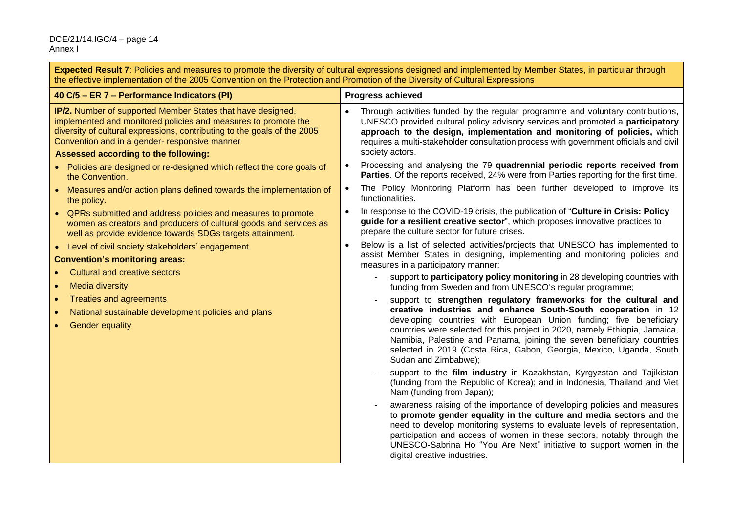**Expected Result 7**: Policies and measures to promote the diversity of cultural expressions designed and implemented by Member States, in particular through the effective implementation of the 2005 Convention on the Protection and Promotion of the Diversity of Cultural Expressions

| 40 C/5 – ER 7 – Performance Indicators (PI) | Progress achieved |
|---|---|
| **IP/2.** Number of supported Member States that have designed, implemented and monitored policies and measures to promote the diversity of cultural expressions, contributing to the goals of the 2005 Convention and in a gender- responsive manner<br><br>**Assessed according to the following:**<br>• Policies are designed or re-designed which reflect the core goals of the Convention.<br>• Measures and/or action plans defined towards the implementation of the policy.<br>• QPRs submitted and address policies and measures to promote women as creators and producers of cultural goods and services as well as provide evidence towards SDGs targets attainment.<br>• Level of civil society stakeholders' engagement.<br><br>**Convention's monitoring areas:**<br>• Cultural and creative sectors<br>• Media diversity<br>• Treaties and agreements<br>• National sustainable development policies and plans<br>• Gender equality | • Through activities funded by the regular programme and voluntary contributions, UNESCO provided cultural policy advisory services and promoted a **participatory approach to the design, implementation and monitoring of policies,** which requires a multi-stakeholder consultation process with government officials and civil society actors.<br>• Processing and analysing the 79 **quadrennial periodic reports received from Parties**. Of the reports received, 24% were from Parties reporting for the first time.<br>• The Policy Monitoring Platform has been further developed to improve its functionalities.<br>• In response to the COVID-19 crisis, the publication of "**Culture in Crisis: Policy guide for a resilient creative sector**", which proposes innovative practices to prepare the culture sector for future crises.<br>• Below is a list of selected activities/projects that UNESCO has implemented to assist Member States in designing, implementing and monitoring policies and measures in a participatory manner:<br>- support to **participatory policy monitoring** in 28 developing countries with funding from Sweden and from UNESCO's regular programme;<br>- support to **strengthen regulatory frameworks for the cultural and creative industries and enhance South-South cooperation** in 12 developing countries with European Union funding; five beneficiary countries were selected for this project in 2020, namely Ethiopia, Jamaica, Namibia, Palestine and Panama, joining the seven beneficiary countries selected in 2019 (Costa Rica, Gabon, Georgia, Mexico, Uganda, South Sudan and Zimbabwe);<br>- support to the **film industry** in Kazakhstan, Kyrgyzstan and Tajikistan (funding from the Republic of Korea); and in Indonesia, Thailand and Viet Nam (funding from Japan);<br>- awareness raising of the importance of developing policies and measures to **promote gender equality in the culture and media sectors** and the need to develop monitoring systems to evaluate levels of representation, participation and access of women in these sectors, notably through the UNESCO-Sabrina Ho "You Are Next" initiative to support women in the digital creative industries. |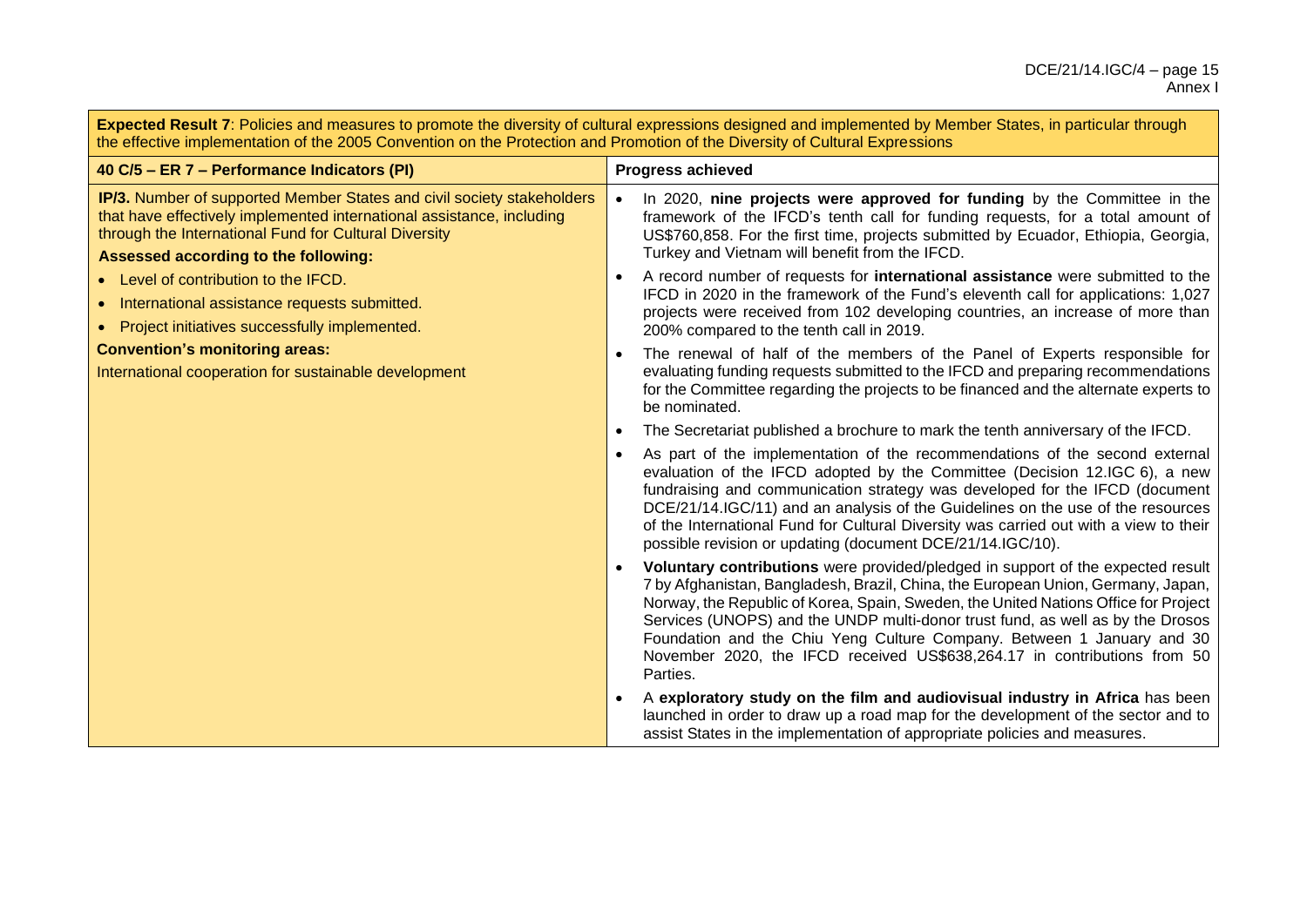| **Expected Result 7**: Policies and measures to promote the diversity of cultural expressions designed and implemented by Member States, in particular through the effective implementation of the 2005 Convention on the Protection and Promotion of the Diversity of Cultural Expressions | |
|---|---|
| **40 C/5 – ER 7 – Performance Indicators (PI)** | **Progress achieved** |
| **IP/3.** Number of supported Member States and civil society stakeholders that have effectively implemented international assistance, including through the International Fund for Cultural Diversity<br>**Assessed according to the following:**<br>• Level of contribution to the IFCD.<br>• International assistance requests submitted.<br>• Project initiatives successfully implemented.<br>**Convention's monitoring areas:**<br>International cooperation for sustainable development | • In 2020, **nine projects were approved for funding** by the Committee in the framework of the IFCD's tenth call for funding requests, for a total amount of US$760,858. For the first time, projects submitted by Ecuador, Ethiopia, Georgia, Turkey and Vietnam will benefit from the IFCD.<br>• A record number of requests for **international assistance** were submitted to the IFCD in 2020 in the framework of the Fund's eleventh call for applications: 1,027 projects were received from 102 developing countries, an increase of more than 200% compared to the tenth call in 2019.<br>• The renewal of half of the members of the Panel of Experts responsible for evaluating funding requests submitted to the IFCD and preparing recommendations for the Committee regarding the projects to be financed and the alternate experts to be nominated.<br>• The Secretariat published a brochure to mark the tenth anniversary of the IFCD.<br>• As part of the implementation of the recommendations of the second external evaluation of the IFCD adopted by the Committee (Decision 12.IGC 6), a new fundraising and communication strategy was developed for the IFCD (document DCE/21/14.IGC/11) and an analysis of the Guidelines on the use of the resources of the International Fund for Cultural Diversity was carried out with a view to their possible revision or updating (document DCE/21/14.IGC/10).<br>• **Voluntary contributions** were provided/pledged in support of the expected result 7 by Afghanistan, Bangladesh, Brazil, China, the European Union, Germany, Japan, Norway, the Republic of Korea, Spain, Sweden, the United Nations Office for Project Services (UNOPS) and the UNDP multi-donor trust fund, as well as by the Drosos Foundation and the Chiu Yeng Culture Company. Between 1 January and 30 November 2020, the IFCD received US$638,264.17 in contributions from 50 Parties.<br>• A **exploratory study on the film and audiovisual industry in Africa** has been launched in order to draw up a road map for the development of the sector and to assist States in the implementation of appropriate policies and measures. |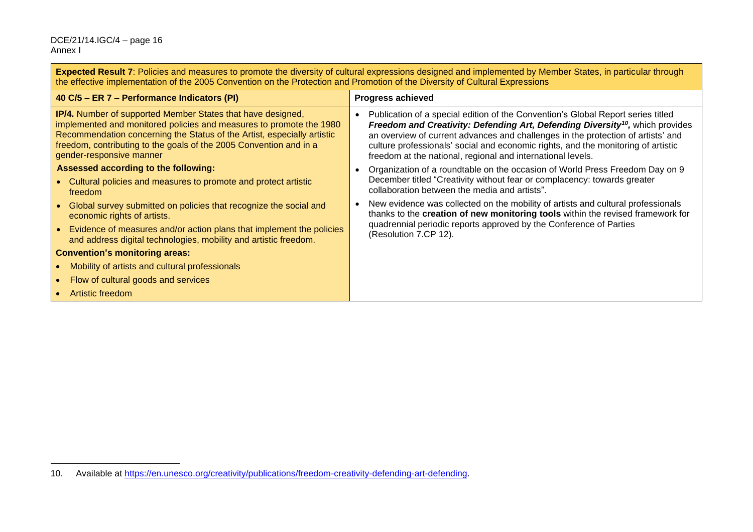| **Expected Result 7**: Policies and measures to promote the diversity of cultural expressions designed and implemented by Member States, in particular through the effective implementation of the 2005 Convention on the Protection and Promotion of the Diversity of Cultural Expressions | |
|---|---|
| **40 C/5 – ER 7 – Performance Indicators (PI)** | **Progress achieved** |
| **IP/4.** Number of supported Member States that have designed, implemented and monitored policies and measures to promote the 1980 Recommendation concerning the Status of the Artist, especially artistic freedom, contributing to the goals of the 2005 Convention and in a gender-responsive manner<br><br>**Assessed according to the following:**<br>• Cultural policies and measures to promote and protect artistic freedom<br>• Global survey submitted on policies that recognize the social and economic rights of artists.<br>• Evidence of measures and/or action plans that implement the policies and address digital technologies, mobility and artistic freedom.<br><br>**Convention's monitoring areas:**<br>• Mobility of artists and cultural professionals<br>• Flow of cultural goods and services<br>• Artistic freedom | • Publication of a special edition of the Convention's Global Report series titled ***Freedom and Creativity: Defending Art, Defending Diversity***[10], which provides an overview of current advances and challenges in the protection of artists' and culture professionals' social and economic rights, and the monitoring of artistic freedom at the national, regional and international levels.<br>• Organization of a roundtable on the occasion of World Press Freedom Day on 9 December titled "Creativity without fear or complacency: towards greater collaboration between the media and artists".<br>• New evidence was collected on the mobility of artists and cultural professionals thanks to the **creation of new monitoring tools** within the revised framework for quadrennial periodic reports approved by the Conference of Parties (Resolution 7.CP 12). |

10. Available at https://en.unesco.org/creativity/publications/freedom-creativity-defending-art-defending.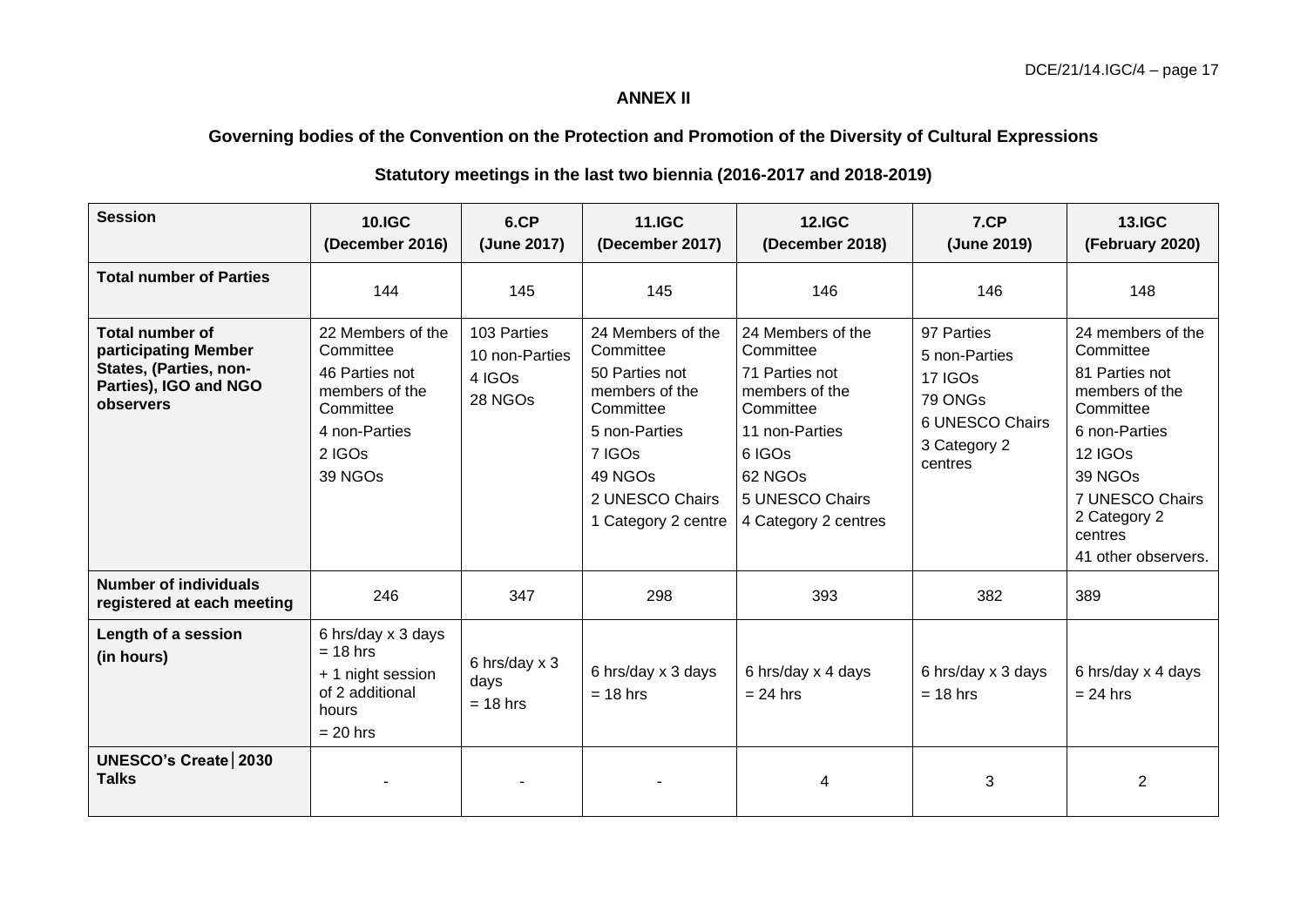**ANNEX II**

**Governing bodies of the Convention on the Protection and Promotion of the Diversity of Cultural Expressions**

**Statutory meetings in the last two biennia (2016-2017 and 2018-2019)**

| Session | 10.IGC (December 2016) | 6.CP (June 2017) | 11.IGC (December 2017) | 12.IGC (December 2018) | 7.CP (June 2019) | 13.IGC (February 2020) |
|---|---|---|---|---|---|---|
| **Total number of Parties** | 144 | 145 | 145 | 146 | 146 | 148 |
| **Total number of participating Member States, (Parties, non-Parties), IGO and NGO observers** | 22 Members of the Committee<br>46 Parties not members of the Committee<br>4 non-Parties<br>2 IGOs<br>39 NGOs | 103 Parties<br>10 non-Parties<br>4 IGOs<br>28 NGOs | 24 Members of the Committee<br>50 Parties not members of the Committee<br>5 non-Parties<br>7 IGOs<br>49 NGOs<br>2 UNESCO Chairs<br>1 Category 2 centre | 24 Members of the Committee<br>71 Parties not members of the Committee<br>11 non-Parties<br>6 IGOs<br>62 NGOs<br>5 UNESCO Chairs<br>4 Category 2 centres | 97 Parties<br>5 non-Parties<br>17 IGOs<br>79 ONGs<br>6 UNESCO Chairs<br>3 Category 2 centres | 24 members of the Committee<br>81 Parties not members of the Committee<br>6 non-Parties<br>12 IGOs<br>39 NGOs<br>7 UNESCO Chairs<br>2 Category 2 centres<br>41 other observers. |
| **Number of individuals registered at each meeting** | 246 | 347 | 298 | 393 | 382 | 389 |
| **Length of a session (in hours)** | 6 hrs/day x 3 days = 18 hrs<br>+ 1 night session of 2 additional hours<br>= 20 hrs | 6 hrs/day x 3 days<br>= 18 hrs | 6 hrs/day x 3 days<br>= 18 hrs | 6 hrs/day x 4 days<br>= 24 hrs | 6 hrs/day x 3 days<br>= 18 hrs | 6 hrs/day x 4 days<br>= 24 hrs |
| **UNESCO's Create│2030 Talks** | - | - | - | 4 | 3 | 2 |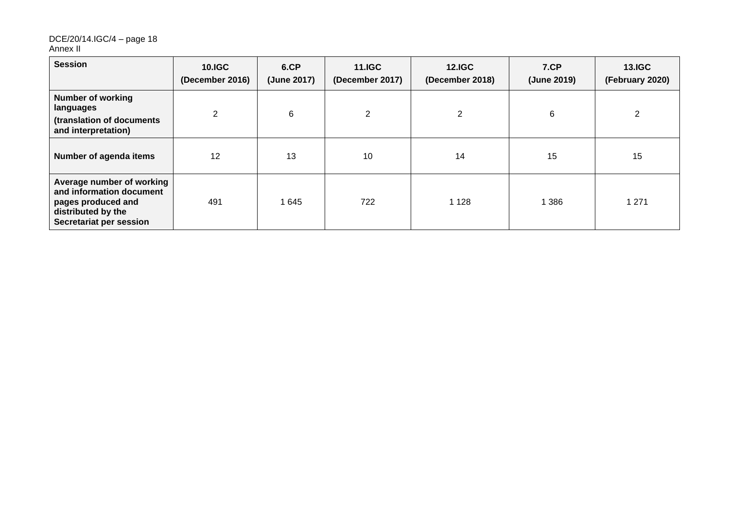| Session | 10.IGC (December 2016) | 6.CP (June 2017) | 11.IGC (December 2017) | 12.IGC (December 2018) | 7.CP (June 2019) | 13.IGC (February 2020) |
|---|---|---|---|---|---|---|
| **Number of working languages (translation of documents and interpretation)** | 2 | 6 | 2 | 2 | 6 | 2 |
| **Number of agenda items** | 12 | 13 | 10 | 14 | 15 | 15 |
| **Average number of working and information document pages produced and distributed by the Secretariat per session** | 491 | 1 645 | 722 | 1 128 | 1 386 | 1 271 |